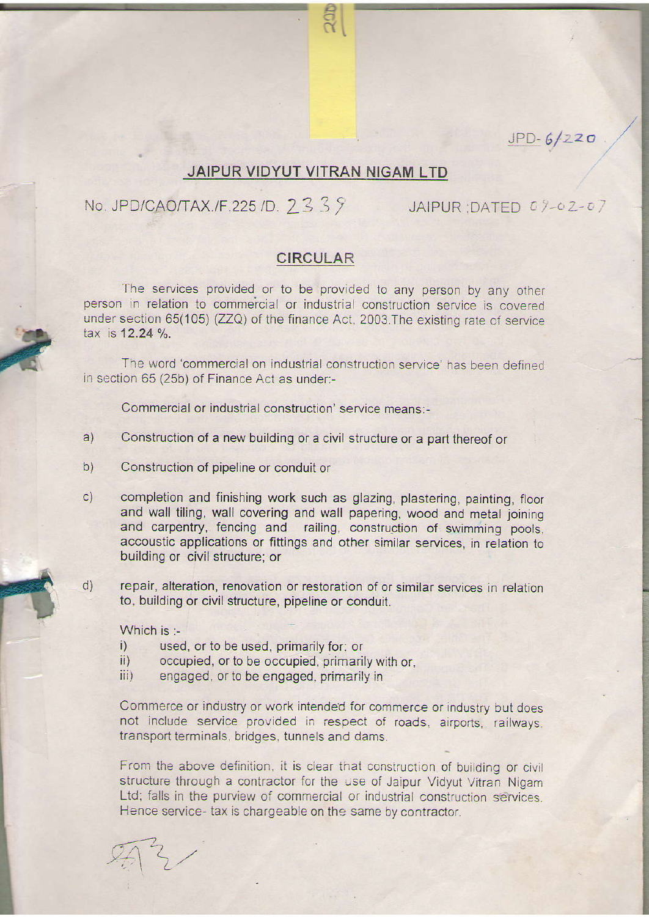JPD-6/220

## JAIPUR VIDYUT VITRAN NIGAM LTD

No. JPD/CAO/TAX./F.225 /D. 2339 JAIPUR ;DATED 07-02-07

### CIRCULAR

The services provided or to be provided to any person by any other person in relation to commercial or industrial construction service is covered under section 65(105) (ZZQ) of the finance Act, 2003.The existing rate of service tax is **12.24 %.**

The word 'commercial on industrial construction service' has been defined in section 65 (25b) of Finance Act as under:-

Commercial or industrial construction' service means:-

a) Construction of a new building or a civil structure or a part thereof or

b) Construction of pipeline or conduit or

c) completion and finishing work such as glazing, plastering, painting, floor and wall tiling, wall covering and wall papering, wood and metal joining and carpentry, fencing and railing, construction of swimming pools, accoustic applications or fittings and other similar services, in relation to building or civil structure; or

d) repair, alteration, renovation or restoration of or similar services in relation to, building or civil structure, pipeline or conduit.

Which is :-

i) used, or to be used, primarily for; or
ii) occupied, or to be occupied, primarily with or,
iii) engaged, or to be engaged, primarily in

Commerce or industry or work intended for commerce or industry but does not include service provided in respect of roads, airports, railways, transport terminals, bridges, tunnels and dams.

From the above definition, it is clear that construction of building or civil structure through a contractor for the use of Jaipur Vidyut Vitran Nigam Ltd; falls in the purview of commercial or industrial construction services. Hence service- tax is chargeable on the same by contractor.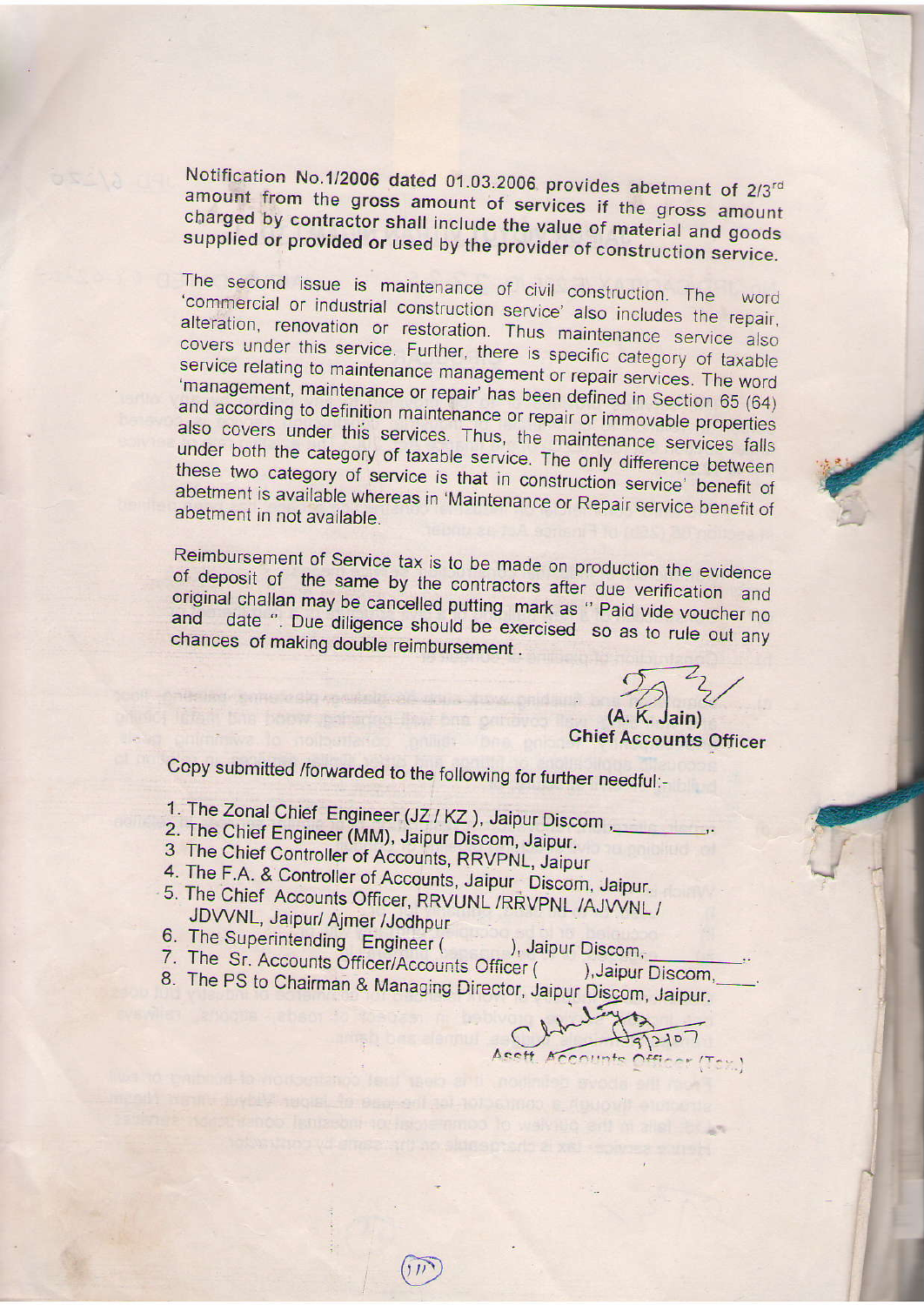Notification No.1/2006 dated 01.03.2006 provides abetment of 2/3[rd] amount from the gross amount of services if the gross amount charged by contractor shall include the value of material and goods supplied or provided or used by the provider of construction service.

The second issue is maintenance of civil construction. The word 'commercial or industrial construction service' also includes the repair, alteration, renovation or restoration. Thus maintenance service also covers under this service. Further, there is specific category of taxable service relating to maintenance management or repair services. The word 'management, maintenance or repair' has been defined in Section 65 (64) and according to definition maintenance or repair or immovable properties also covers under this services. Thus, the maintenance services falls under both the category of taxable service. The only difference between these two category of service is that in construction service' benefit of abetment is available whereas in 'Maintenance or Repair service benefit of abetment in not available.

Reimbursement of Service tax is to be made on production the evidence of deposit of the same by the contractors after due verification and original challan may be cancelled putting mark as " Paid vide voucher no and date ". Due diligence should be exercised so as to rule out any chances of making double reimbursement .

(A. K. Jain)
Chief Accounts Officer

Copy submitted /forwarded to the following for further needful:-

1. The Zonal Chief Engineer (JZ / KZ ), Jaipur Discom ,________.
2. The Chief Engineer (MM), Jaipur Discom, Jaipur.
3. The Chief Controller of Accounts, RRVPNL, Jaipur
4. The F.A. & Controller of Accounts, Jaipur Discom, Jaipur.
5. The Chief Accounts Officer, RRVUNL /RRVPNL /AJVVNL / JDVVNL, Jaipur/ Ajmer /Jodhpur
6. The Superintending Engineer ( ), Jaipur Discom,________.
7. The Sr. Accounts Officer/Accounts Officer ( ),Jaipur Discom,____.
8. The PS to Chairman & Managing Director, Jaipur Discom, Jaipur.

9/2/07
Asstt. Accounts Officer (Tax)